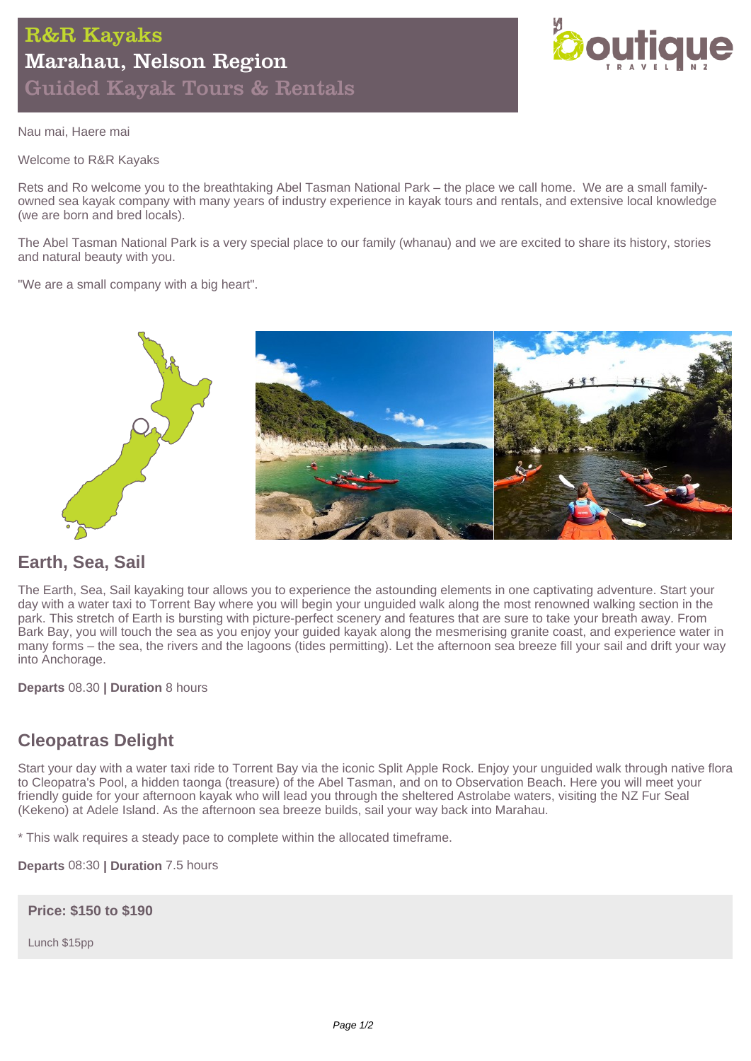# R&R Kayaks
## Marahau, Nelson Region
### Guided Kayak Tours & Rentals

Nau mai, Haere mai

Welcome to R&R Kayaks

Rets and Ro welcome you to the breathtaking Abel Tasman National Park – the place we call home. We are a small family-owned sea kayak company with many years of industry experience in kayak tours and rentals, and extensive local knowledge (we are born and bred locals).

The Abel Tasman National Park is a very special place to our family (whanau) and we are excited to share its history, stories and natural beauty with you.

"We are a small company with a big heart".

## Earth, Sea, Sail

The Earth, Sea, Sail kayaking tour allows you to experience the astounding elements in one captivating adventure. Start your day with a water taxi to Torrent Bay where you will begin your unguided walk along the most renowned walking section in the park. This stretch of Earth is bursting with picture-perfect scenery and features that are sure to take your breath away. From Bark Bay, you will touch the sea as you enjoy your guided kayak along the mesmerising granite coast, and experience water in many forms – the sea, the rivers and the lagoons (tides permitting). Let the afternoon sea breeze fill your sail and drift your way into Anchorage.

**Departs** 08.30 **| Duration** 8 hours

## Cleopatras Delight

Start your day with a water taxi ride to Torrent Bay via the iconic Split Apple Rock. Enjoy your unguided walk through native flora to Cleopatra's Pool, a hidden taonga (treasure) of the Abel Tasman, and on to Observation Beach. Here you will meet your friendly guide for your afternoon kayak who will lead you through the sheltered Astrolabe waters, visiting the NZ Fur Seal (Kekeno) at Adele Island. As the afternoon sea breeze builds, sail your way back into Marahau.

* This walk requires a steady pace to complete within the allocated timeframe.

**Departs** 08:30 **| Duration** 7.5 hours

**Price: $150 to $190**

Lunch $15pp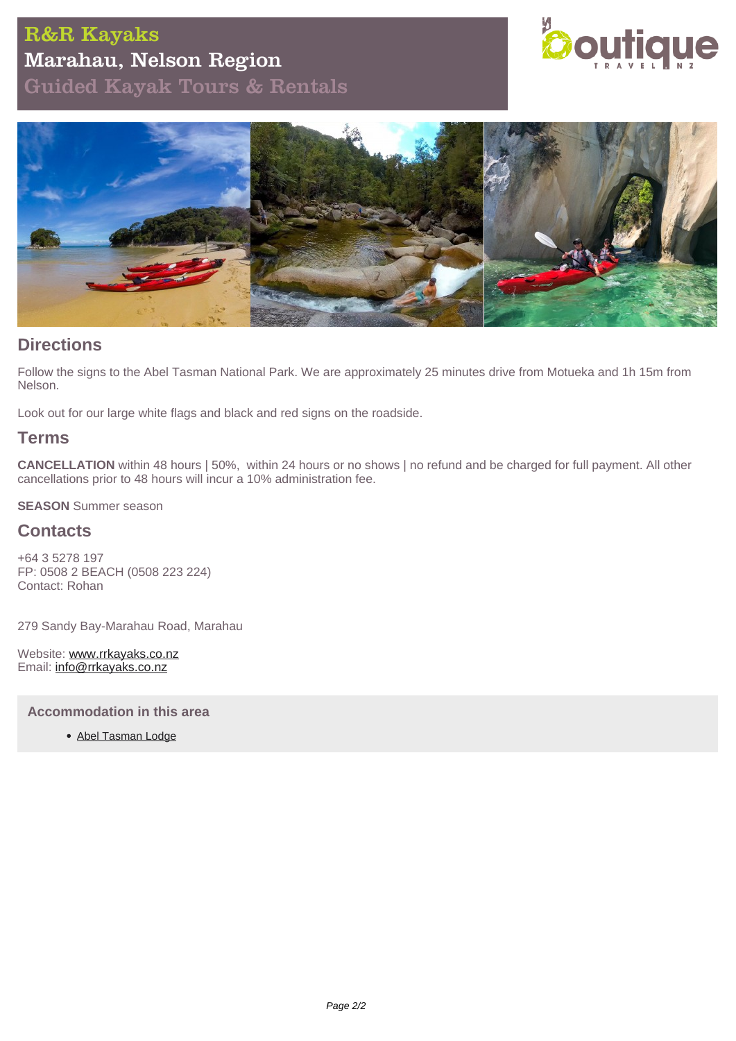# R&R Kayaks

## Marahau, Nelson Region

### Guided Kayak Tours & Rentals

## Directions

Follow the signs to the Abel Tasman National Park. We are approximately 25 minutes drive from Motueka and 1h 15m from Nelson.

Look out for our large white flags and black and red signs on the roadside.

## Terms

**CANCELLATION** within 48 hours | 50%,  within 24 hours or no shows | no refund and be charged for full payment. All other cancellations prior to 48 hours will incur a 10% administration fee.

**SEASON** Summer season

## Contacts

+64 3 5278 197
FP: 0508 2 BEACH (0508 223 224)
Contact: Rohan

279 Sandy Bay-Marahau Road, Marahau

Website: www.rrkayaks.co.nz
Email: info@rrkayaks.co.nz

### Accommodation in this area

- Abel Tasman Lodge